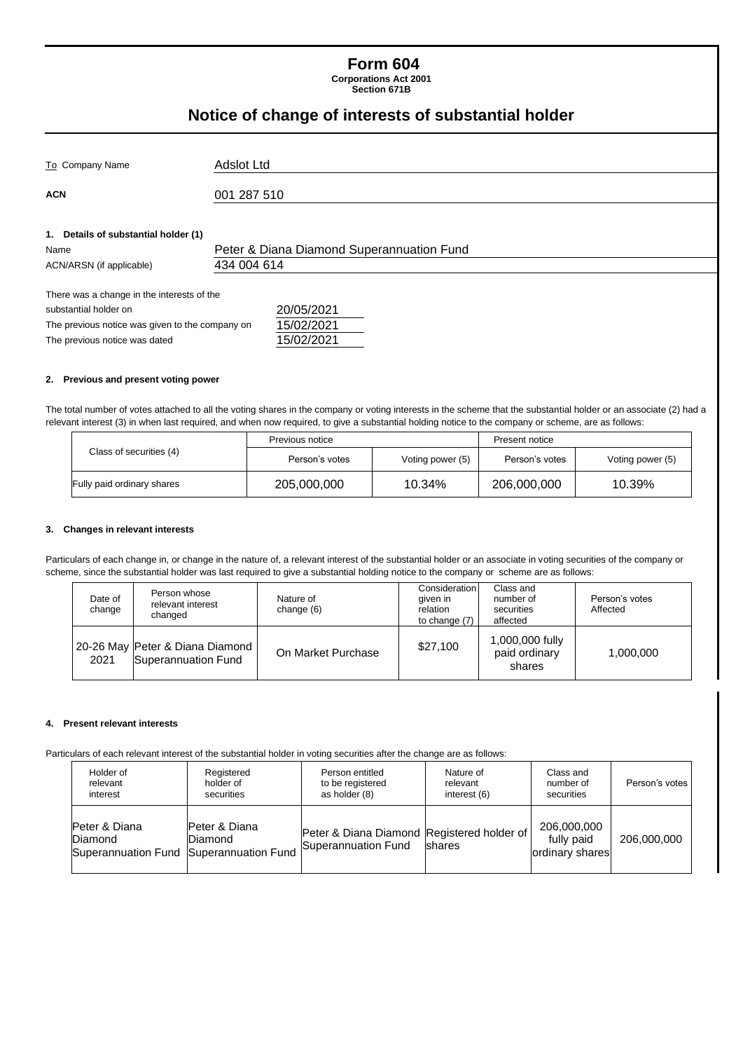# Form 604

**Corporations Act 2001**
**Section 671B**

## Notice of change of interests of substantial holder

| | |
|---|---|
| To Company Name | Adslot Ltd |
| **ACN** | 001 287 510 |

**1. Details of substantial holder (1)**

| | |
|---|---|
| Name | Peter & Diana Diamond Superannuation Fund |
| ACN/ARSN (if applicable) | 434 004 614 |

| | |
|---|---|
| There was a change in the interests of the substantial holder on | 20/05/2021 |
| The previous notice was given to the company on | 15/02/2021 |
| The previous notice was dated | 15/02/2021 |

**2. Previous and present voting power**

The total number of votes attached to all the voting shares in the company or voting interests in the scheme that the substantial holder or an associate (2) had a relevant interest (3) in when last required, and when now required, to give a substantial holding notice to the company or scheme, are as follows:

| Class of securities (4) | Previous notice | | Present notice | |
|---|---|---|---|---|
| | Person's votes | Voting power (5) | Person's votes | Voting power (5) |
| Fully paid ordinary shares | 205,000,000 | 10.34% | 206,000,000 | 10.39% |

**3. Changes in relevant interests**

Particulars of each change in, or change in the nature of, a relevant interest of the substantial holder or an associate in voting securities of the company or scheme, since the substantial holder was last required to give a substantial holding notice to the company or scheme are as follows:

| Date of change | Person whose relevant interest changed | Nature of change (6) | Consideration given in relation to change (7) | Class and number of securities affected | Person's votes Affected |
|---|---|---|---|---|---|
| 20-26 May 2021 | Peter & Diana Diamond Superannuation Fund | On Market Purchase | $27,100 | 1,000,000 fully paid ordinary shares | 1,000,000 |

**4. Present relevant interests**

Particulars of each relevant interest of the substantial holder in voting securities after the change are as follows:

| Holder of relevant interest | Registered holder of securities | Person entitled to be registered as holder (8) | Nature of relevant interest (6) | Class and number of securities | Person's votes |
|---|---|---|---|---|---|
| Peter & Diana Diamond Superannuation Fund | Peter & Diana Diamond Superannuation Fund | Peter & Diana Diamond Superannuation Fund | Registered holder of shares | 206,000,000 fully paid ordinary shares | 206,000,000 |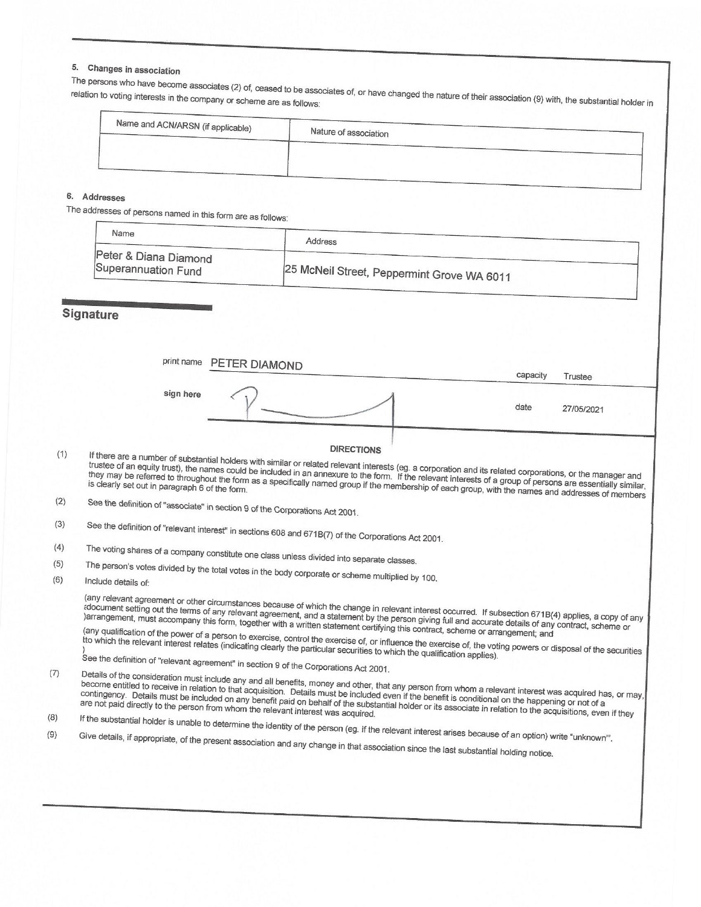### 5. Changes in association

The persons who have become associates (2) of, ceased to be associates of, or have changed the nature of their association (9) with, the substantial holder in relation to voting interests in the company or scheme are as follows:

| Name and ACN/ARSN (if applicable) | Nature of association |
|---|---|
| | |

### 6. Addresses

The addresses of persons named in this form are as follows:

| Name | Address |
|---|---|
| Peter & Diana Diamond Superannuation Fund | 25 McNeil Street, Peppermint Grove WA 6011 |

## Signature

print name PETER DIAMOND capacity Trustee

sign here date 27/05/2021

**DIRECTIONS**

(1) If there are a number of substantial holders with similar or related relevant interests (eg. a corporation and its related corporations, or the manager and trustee of an equity trust), the names could be included in an annexure to the form. If the relevant interests of a group of persons are essentially similar, they may be referred to throughout the form as a specifically named group if the membership of each group, with the names and addresses of members is clearly set out in paragraph 6 of the form.

(2) See the definition of "associate" in section 9 of the Corporations Act 2001.

(3) See the definition of "relevant interest" in sections 608 and 671B(7) of the Corporations Act 2001.

(4) The voting shares of a company constitute one class unless divided into separate classes.

(5) The person's votes divided by the total votes in the body corporate or scheme multiplied by 100.

(6) Include details of:

(any relevant agreement or other circumstances because of which the change in relevant interest occurred. If subsection 671B(4) applies, a copy of any document setting out the terms of any relevant agreement, and a statement by the person giving full and accurate details of any contract, scheme or arrangement, must accompany this form, together with a written statement certifying this contract, scheme or arrangement; and

(any qualification of the power of a person to exercise, control the exercise of, or influence the exercise of, the voting powers or disposal of the securities to which the relevant interest relates (indicating clearly the particular securities to which the qualification applies).
)
See the definition of "relevant agreement" in section 9 of the Corporations Act 2001.

(7) Details of the consideration must include any and all benefits, money and other, that any person from whom a relevant interest was acquired has, or may, become entitled to receive in relation to that acquisition. Details must be included even if the benefit is conditional on the happening or not of a contingency. Details must be included on any benefit paid on behalf of the substantial holder or its associate in relation to the acquisitions, even if they are not paid directly to the person from whom the relevant interest was acquired.

(8) If the substantial holder is unable to determine the identity of the person (eg. if the relevant interest arises because of an option) write "unknown".

(9) Give details, if appropriate, of the present association and any change in that association since the last substantial holding notice.